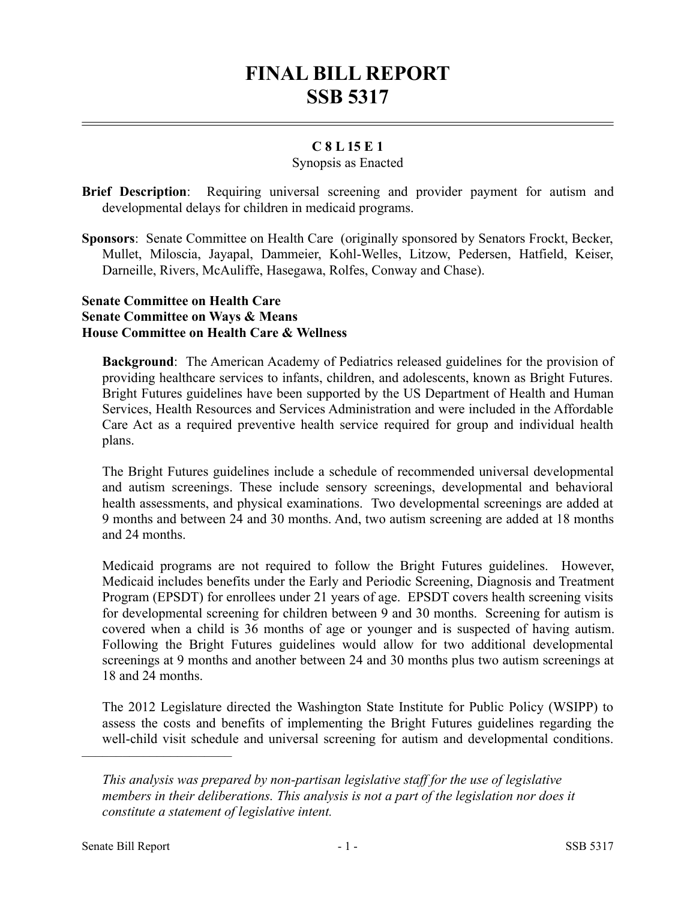# FINAL BILL REPORT
# SSB 5317

**C 8 L 15 E 1**

Synopsis as Enacted

**Brief Description**: Requiring universal screening and provider payment for autism and developmental delays for children in medicaid programs.

**Sponsors**: Senate Committee on Health Care (originally sponsored by Senators Frockt, Becker, Mullet, Miloscia, Jayapal, Dammeier, Kohl-Welles, Litzow, Pedersen, Hatfield, Keiser, Darneille, Rivers, McAuliffe, Hasegawa, Rolfes, Conway and Chase).

**Senate Committee on Health Care**
**Senate Committee on Ways & Means**
**House Committee on Health Care & Wellness**

**Background**: The American Academy of Pediatrics released guidelines for the provision of providing healthcare services to infants, children, and adolescents, known as Bright Futures. Bright Futures guidelines have been supported by the US Department of Health and Human Services, Health Resources and Services Administration and were included in the Affordable Care Act as a required preventive health service required for group and individual health plans.

The Bright Futures guidelines include a schedule of recommended universal developmental and autism screenings. These include sensory screenings, developmental and behavioral health assessments, and physical examinations. Two developmental screenings are added at 9 months and between 24 and 30 months. And, two autism screening are added at 18 months and 24 months.

Medicaid programs are not required to follow the Bright Futures guidelines. However, Medicaid includes benefits under the Early and Periodic Screening, Diagnosis and Treatment Program (EPSDT) for enrollees under 21 years of age. EPSDT covers health screening visits for developmental screening for children between 9 and 30 months. Screening for autism is covered when a child is 36 months of age or younger and is suspected of having autism. Following the Bright Futures guidelines would allow for two additional developmental screenings at 9 months and another between 24 and 30 months plus two autism screenings at 18 and 24 months.

The 2012 Legislature directed the Washington State Institute for Public Policy (WSIPP) to assess the costs and benefits of implementing the Bright Futures guidelines regarding the well-child visit schedule and universal screening for autism and developmental conditions.

---

*This analysis was prepared by non-partisan legislative staff for the use of legislative members in their deliberations. This analysis is not a part of the legislation nor does it constitute a statement of legislative intent.*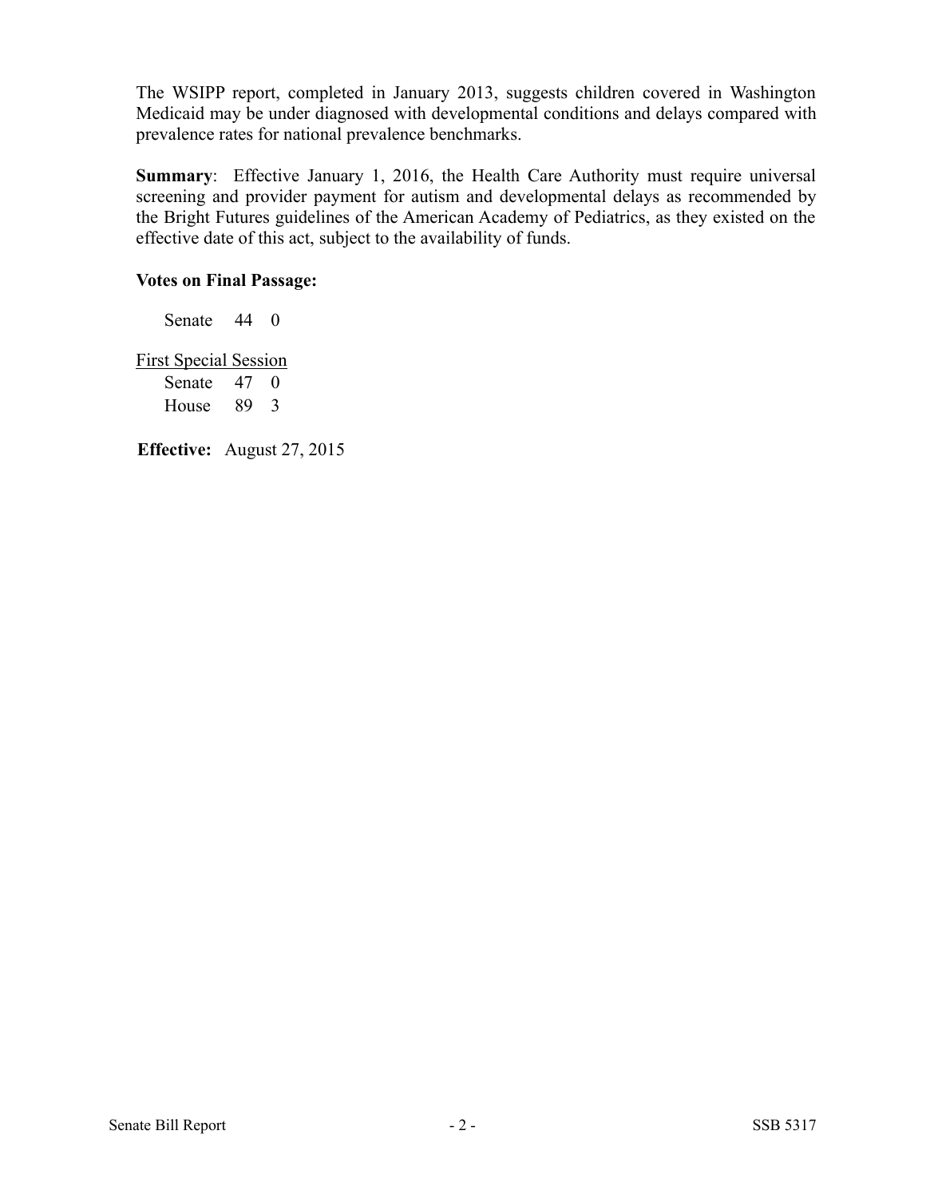The WSIPP report, completed in January 2013, suggests children covered in Washington Medicaid may be under diagnosed with developmental conditions and delays compared with prevalence rates for national prevalence benchmarks.

**Summary**: Effective January 1, 2016, the Health Care Authority must require universal screening and provider payment for autism and developmental delays as recommended by the Bright Futures guidelines of the American Academy of Pediatrics, as they existed on the effective date of this act, subject to the availability of funds.

**Votes on Final Passage:**

Senate 44 0

First Special Session

Senate 47 0

House 89 3

**Effective:** August 27, 2015